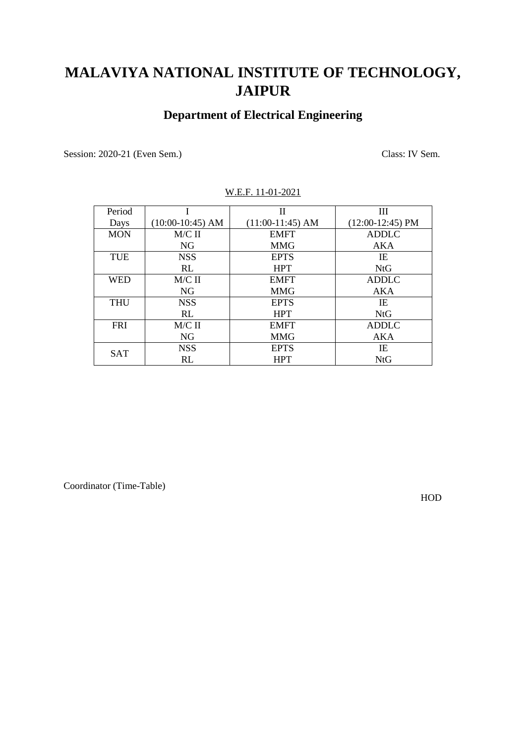# MALAVIYA NATIONAL INSTITUTE OF TECHNOLOGY, JAIPUR

## Department of Electrical Engineering

Session: 2020-21 (Even Sem.) Class: IV Sem.

W.E.F. 11-01-2021

| Period<br>Days | I<br>(10:00-10:45) AM | II<br>(11:00-11:45) AM | III<br>(12:00-12:45) PM |
|---|---|---|---|
| MON | M/C II<br>NG | EMFT<br>MMG | ADDLC<br>AKA |
| TUE | NSS<br>RL | EPTS<br>HPT | IE<br>NtG |
| WED | M/C II<br>NG | EMFT<br>MMG | ADDLC<br>AKA |
| THU | NSS<br>RL | EPTS<br>HPT | IE<br>NtG |
| FRI | M/C II<br>NG | EMFT<br>MMG | ADDLC<br>AKA |
| SAT | NSS<br>RL | EPTS<br>HPT | IE<br>NtG |

Coordinator (Time-Table)

HOD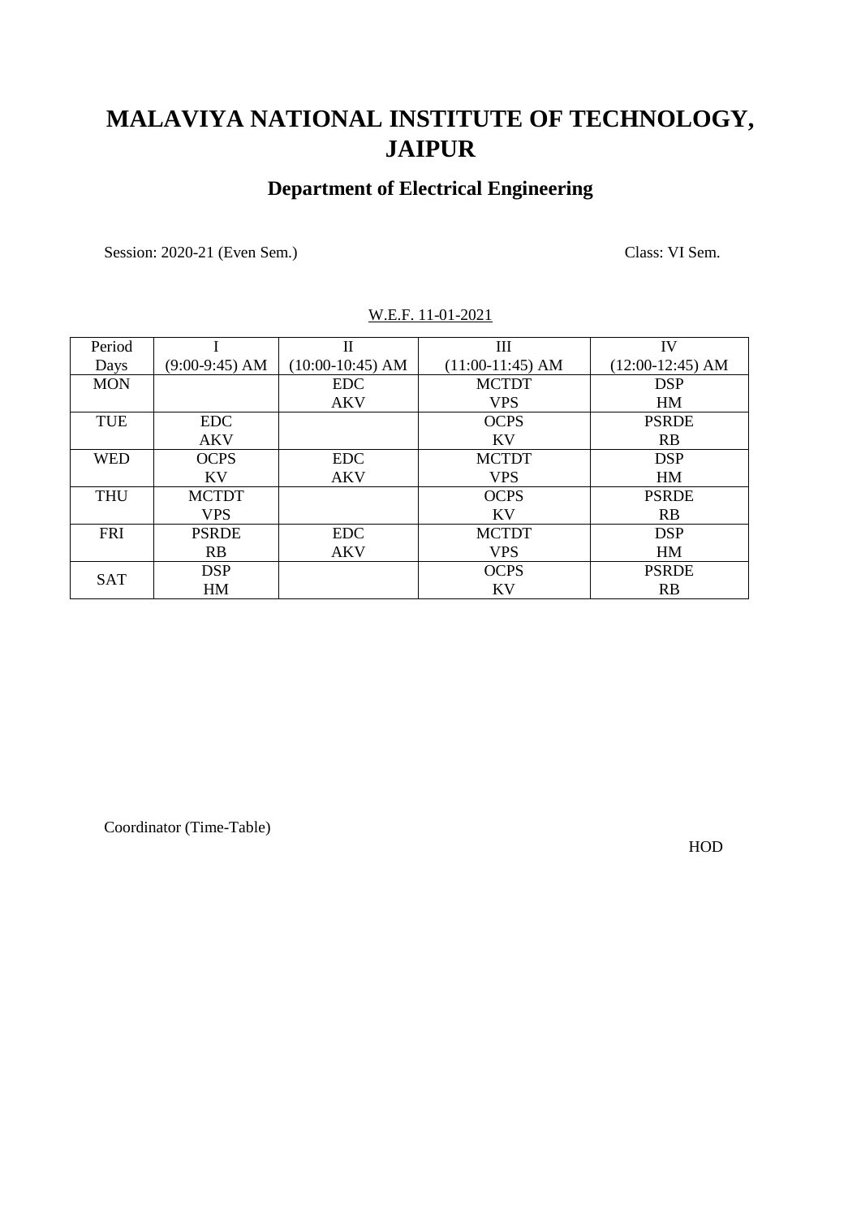# MALAVIYA NATIONAL INSTITUTE OF TECHNOLOGY, JAIPUR

## Department of Electrical Engineering

Session: 2020-21 (Even Sem.) Class: VI Sem.

W.E.F. 11-01-2021

| Period<br>Days | I<br>(9:00-9:45) AM | II<br>(10:00-10:45) AM | III<br>(11:00-11:45) AM | IV<br>(12:00-12:45) AM |
|---|---|---|---|---|
| MON | | EDC<br>AKV | MCTDT<br>VPS | DSP<br>HM |
| TUE | EDC<br>AKV | | OCPS<br>KV | PSRDE<br>RB |
| WED | OCPS<br>KV | EDC<br>AKV | MCTDT<br>VPS | DSP<br>HM |
| THU | MCTDT<br>VPS | | OCPS<br>KV | PSRDE<br>RB |
| FRI | PSRDE<br>RB | EDC<br>AKV | MCTDT<br>VPS | DSP<br>HM |
| SAT | DSP<br>HM | | OCPS<br>KV | PSRDE<br>RB |

Coordinator (Time-Table)

HOD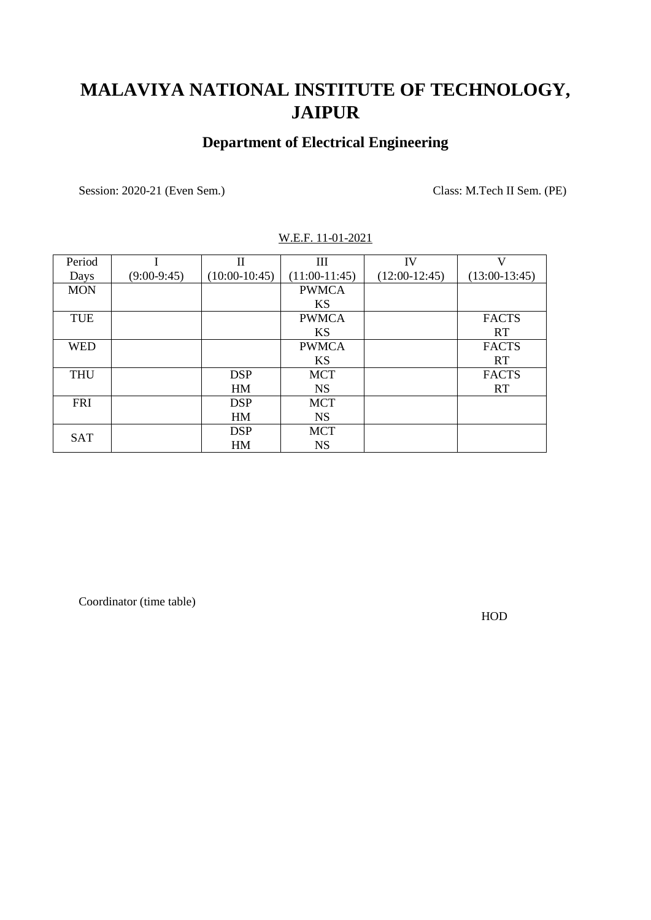# MALAVIYA NATIONAL INSTITUTE OF TECHNOLOGY, JAIPUR

## Department of Electrical Engineering

Session: 2020-21 (Even Sem.) Class: M.Tech II Sem. (PE)

W.E.F. 11-01-2021

| Period<br>Days | I<br>(9:00-9:45) | II<br>(10:00-10:45) | III<br>(11:00-11:45) | IV<br>(12:00-12:45) | V<br>(13:00-13:45) |
|---|---|---|---|---|---|
| MON | | | PWMCA<br>KS | | |
| TUE | | | PWMCA<br>KS | | FACTS<br>RT |
| WED | | | PWMCA<br>KS | | FACTS<br>RT |
| THU | | DSP<br>HM | MCT<br>NS | | FACTS<br>RT |
| FRI | | DSP<br>HM | MCT<br>NS | | |
| SAT | | DSP<br>HM | MCT<br>NS | | |

Coordinator (time table)

HOD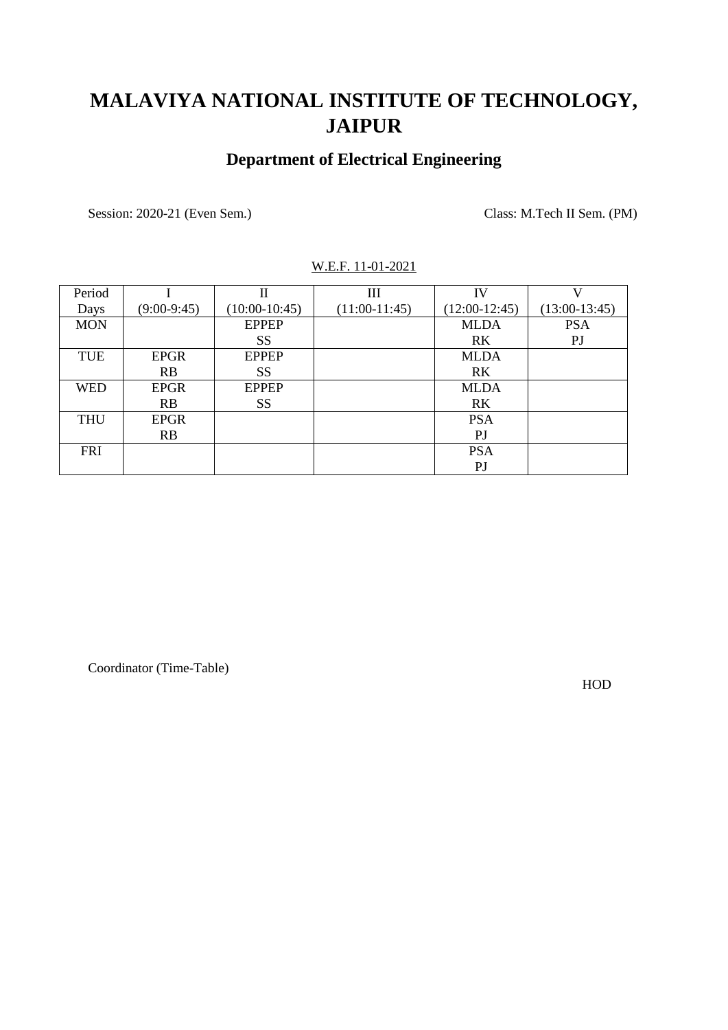# MALAVIYA NATIONAL INSTITUTE OF TECHNOLOGY, JAIPUR

## Department of Electrical Engineering

Session: 2020-21 (Even Sem.) Class: M.Tech II Sem. (PM)

W.E.F. 11-01-2021

| Period<br>Days | I<br>(9:00-9:45) | II<br>(10:00-10:45) | III<br>(11:00-11:45) | IV<br>(12:00-12:45) | V<br>(13:00-13:45) |
|---|---|---|---|---|---|
| MON | | EPPEP<br>SS | | MLDA<br>RK | PSA<br>PJ |
| TUE | EPGR<br>RB | EPPEP<br>SS | | MLDA<br>RK | |
| WED | EPGR<br>RB | EPPEP<br>SS | | MLDA<br>RK | |
| THU | EPGR<br>RB | | | PSA<br>PJ | |
| FRI | | | | PSA<br>PJ | |

Coordinator (Time-Table)

HOD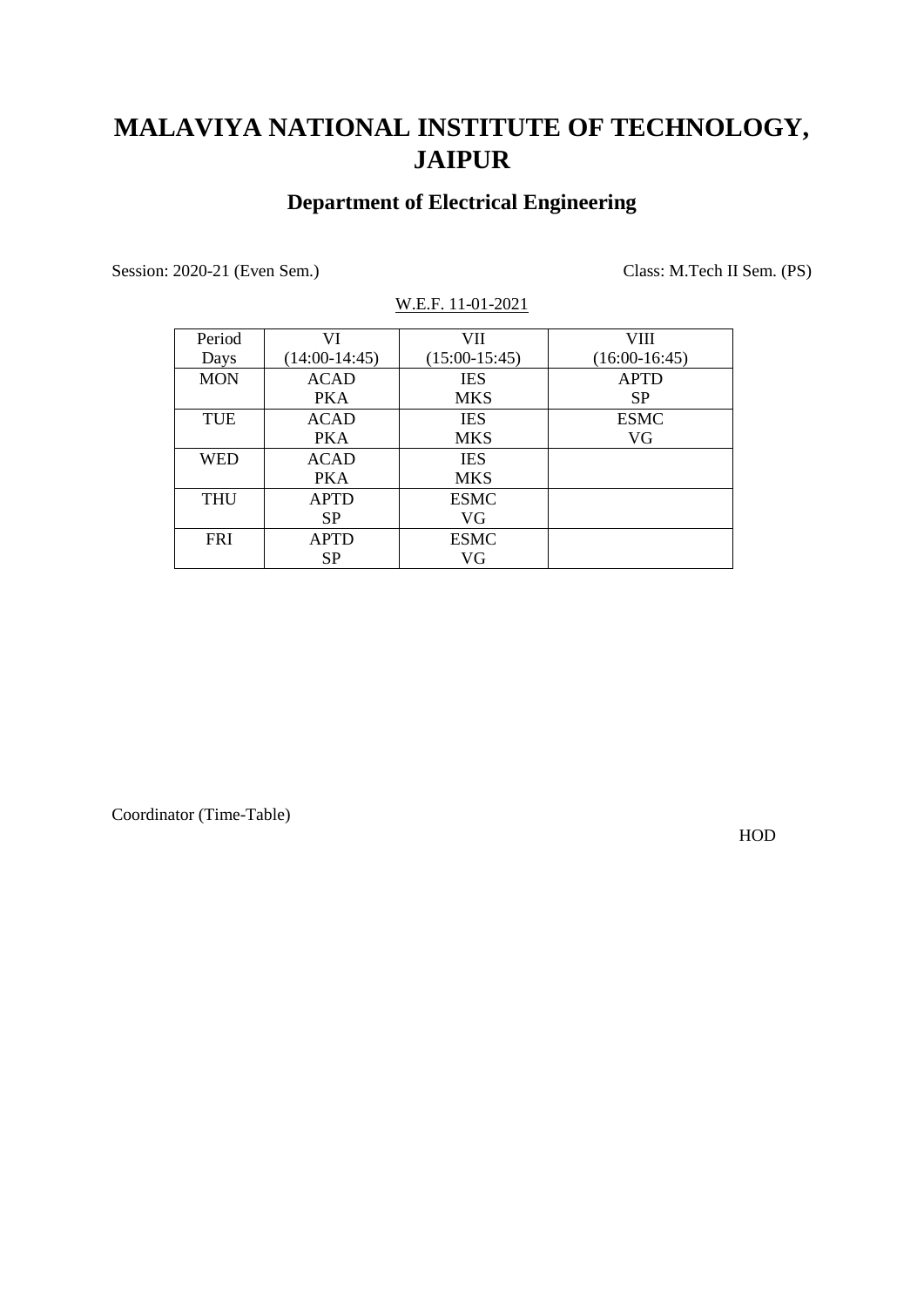# MALAVIYA NATIONAL INSTITUTE OF TECHNOLOGY, JAIPUR

## Department of Electrical Engineering

Session: 2020-21 (Even Sem.) Class: M.Tech II Sem. (PS)

W.E.F. 11-01-2021

| Period Days | VI (14:00-14:45) | VII (15:00-15:45) | VIII (16:00-16:45) |
|---|---|---|---|
| MON | ACAD PKA | IES MKS | APTD SP |
| TUE | ACAD PKA | IES MKS | ESMC VG |
| WED | ACAD PKA | IES MKS | |
| THU | APTD SP | ESMC VG | |
| FRI | APTD SP | ESMC VG | |

Coordinator (Time-Table)

HOD